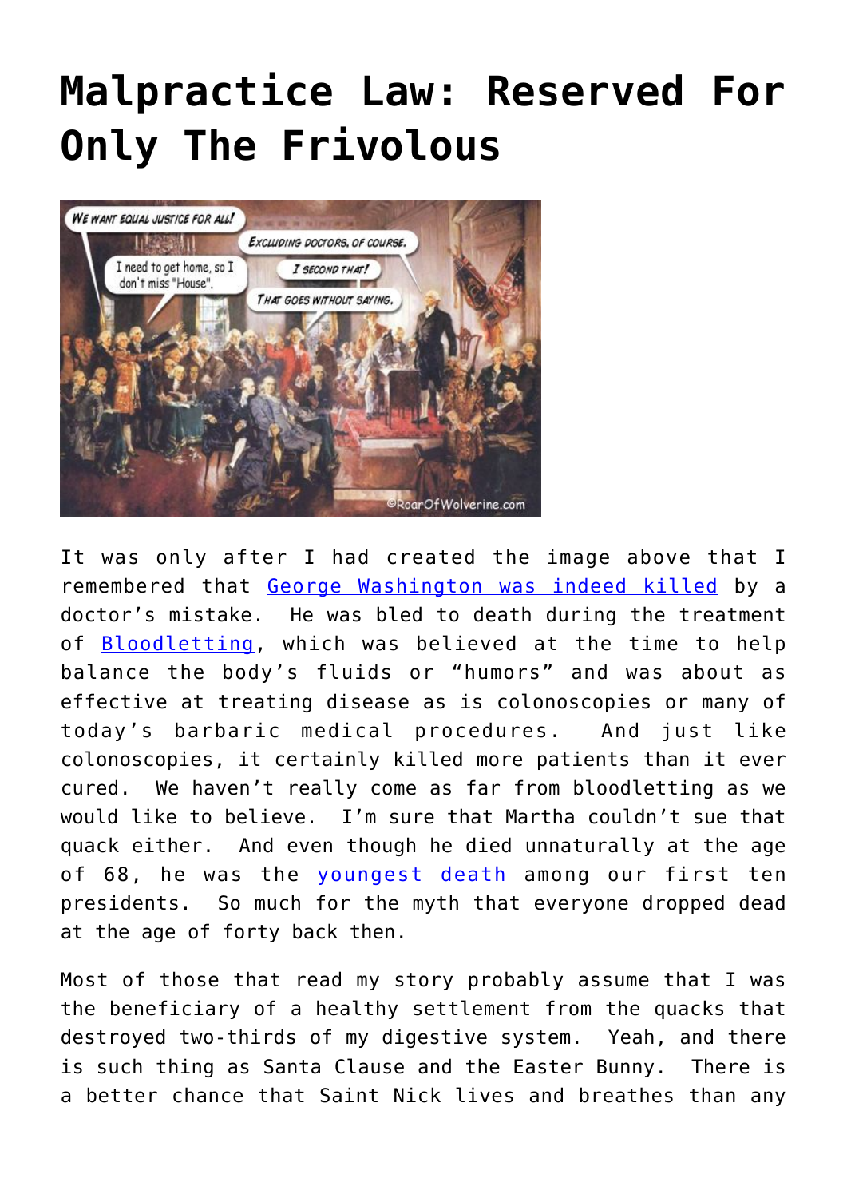# Malpractice Law: Reserved For Only The Frivolous

It was only after I had created the image above that I remembered that George Washington was indeed killed by a doctor's mistake. He was bled to death during the treatment of Bloodletting, which was believed at the time to help balance the body's fluids or "humors" and was about as effective at treating disease as is colonoscopies or many of today's barbaric medical procedures. And just like colonoscopies, it certainly killed more patients than it ever cured. We haven't really come as far from bloodletting as we would like to believe. I'm sure that Martha couldn't sue that quack either. And even though he died unnaturally at the age of 68, he was the youngest death among our first ten presidents. So much for the myth that everyone dropped dead at the age of forty back then.

Most of those that read my story probably assume that I was the beneficiary of a healthy settlement from the quacks that destroyed two-thirds of my digestive system. Yeah, and there is such thing as Santa Clause and the Easter Bunny. There is a better chance that Saint Nick lives and breathes than any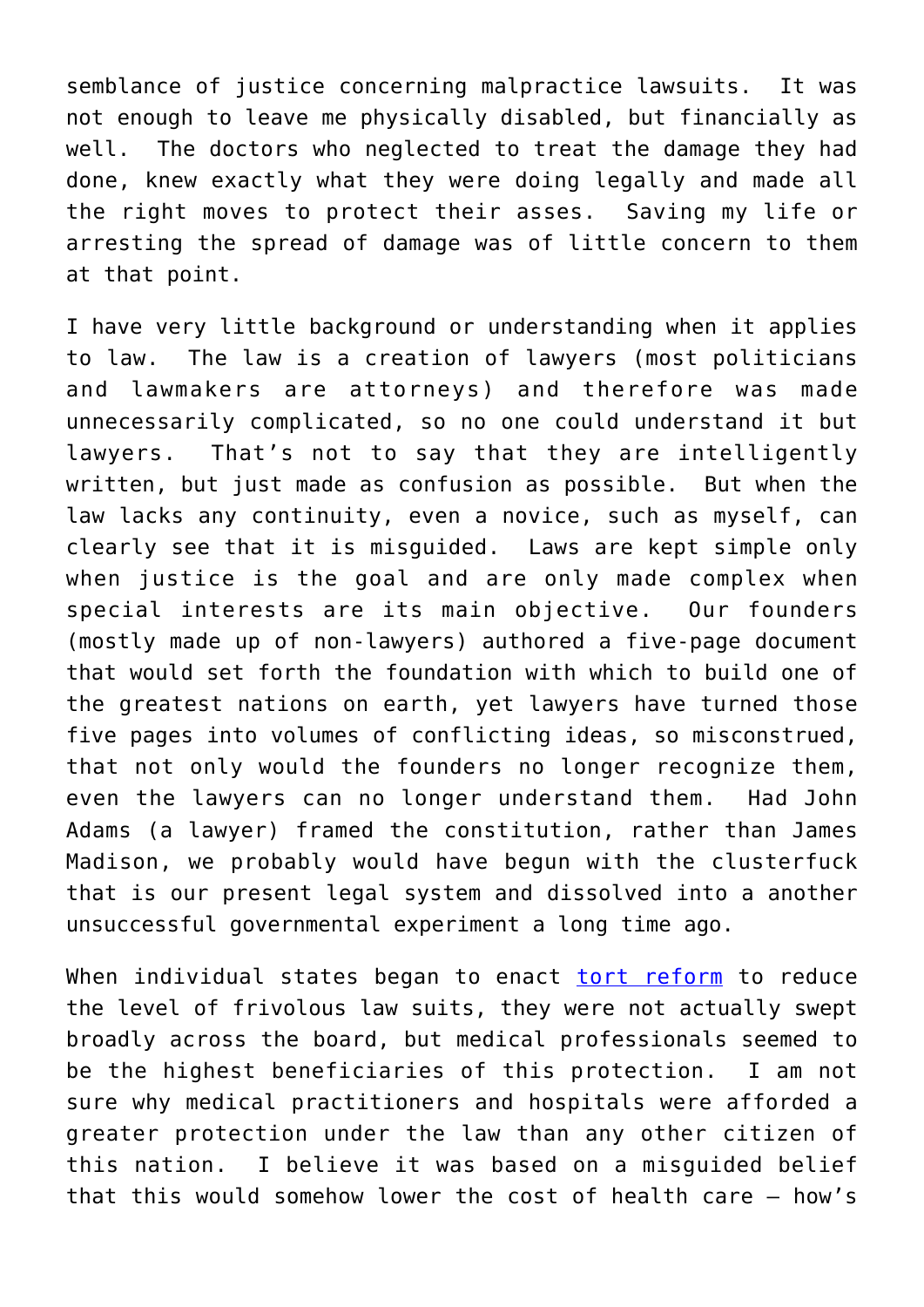semblance of justice concerning malpractice lawsuits. It was not enough to leave me physically disabled, but financially as well. The doctors who neglected to treat the damage they had done, knew exactly what they were doing legally and made all the right moves to protect their asses. Saving my life or arresting the spread of damage was of little concern to them at that point.

I have very little background or understanding when it applies to law. The law is a creation of lawyers (most politicians and lawmakers are attorneys) and therefore was made unnecessarily complicated, so no one could understand it but lawyers. That's not to say that they are intelligently written, but just made as confusion as possible. But when the law lacks any continuity, even a novice, such as myself, can clearly see that it is misguided. Laws are kept simple only when justice is the goal and are only made complex when special interests are its main objective. Our founders (mostly made up of non-lawyers) authored a five-page document that would set forth the foundation with which to build one of the greatest nations on earth, yet lawyers have turned those five pages into volumes of conflicting ideas, so misconstrued, that not only would the founders no longer recognize them, even the lawyers can no longer understand them. Had John Adams (a lawyer) framed the constitution, rather than James Madison, we probably would have begun with the clusterfuck that is our present legal system and dissolved into a another unsuccessful governmental experiment a long time ago.

When individual states began to enact tort reform to reduce the level of frivolous law suits, they were not actually swept broadly across the board, but medical professionals seemed to be the highest beneficiaries of this protection. I am not sure why medical practitioners and hospitals were afforded a greater protection under the law than any other citizen of this nation. I believe it was based on a misguided belief that this would somehow lower the cost of health care – how's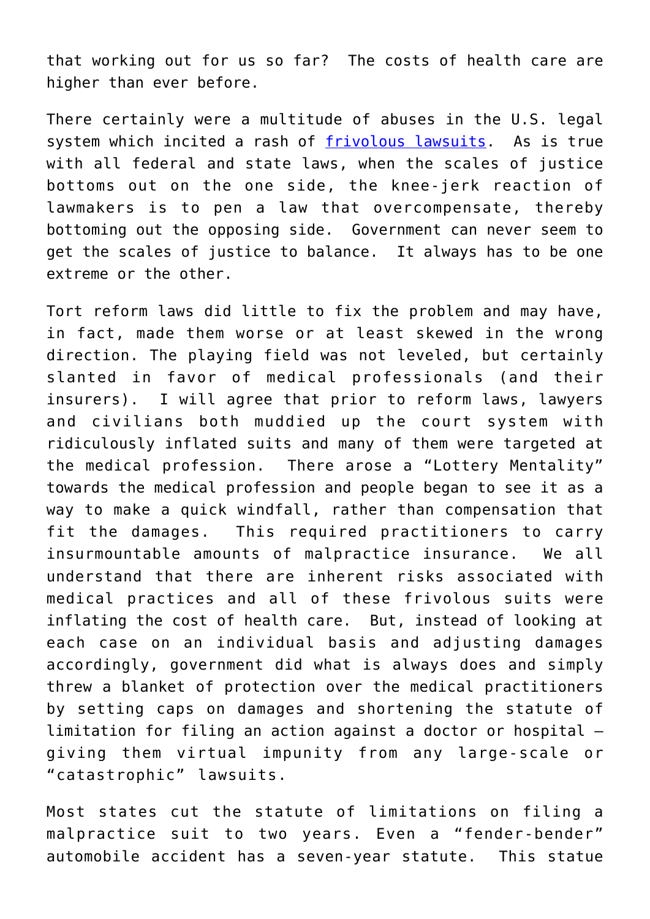that working out for us so far? The costs of health care are higher than ever before.

There certainly were a multitude of abuses in the U.S. legal system which incited a rash of [frivolous lawsuits](). As is true with all federal and state laws, when the scales of justice bottoms out on the one side, the knee-jerk reaction of lawmakers is to pen a law that overcompensate, thereby bottoming out the opposing side. Government can never seem to get the scales of justice to balance. It always has to be one extreme or the other.

Tort reform laws did little to fix the problem and may have, in fact, made them worse or at least skewed in the wrong direction. The playing field was not leveled, but certainly slanted in favor of medical professionals (and their insurers). I will agree that prior to reform laws, lawyers and civilians both muddied up the court system with ridiculously inflated suits and many of them were targeted at the medical profession. There arose a "Lottery Mentality" towards the medical profession and people began to see it as a way to make a quick windfall, rather than compensation that fit the damages. This required practitioners to carry insurmountable amounts of malpractice insurance. We all understand that there are inherent risks associated with medical practices and all of these frivolous suits were inflating the cost of health care. But, instead of looking at each case on an individual basis and adjusting damages accordingly, government did what is always does and simply threw a blanket of protection over the medical practitioners by setting caps on damages and shortening the statute of limitation for filing an action against a doctor or hospital – giving them virtual impunity from any large-scale or "catastrophic" lawsuits.

Most states cut the statute of limitations on filing a malpractice suit to two years. Even a "fender-bender" automobile accident has a seven-year statute. This statue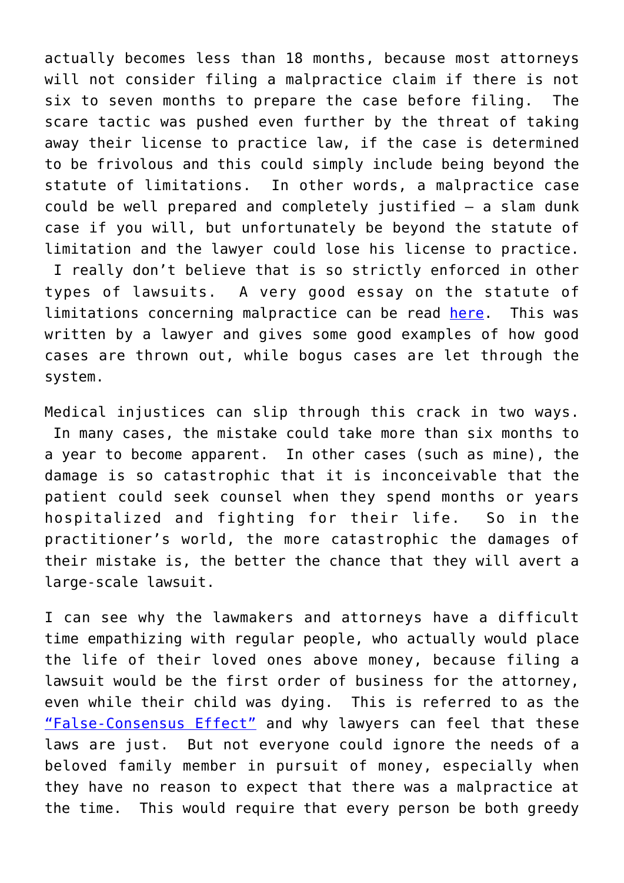actually becomes less than 18 months, because most attorneys will not consider filing a malpractice claim if there is not six to seven months to prepare the case before filing. The scare tactic was pushed even further by the threat of taking away their license to practice law, if the case is determined to be frivolous and this could simply include being beyond the statute of limitations. In other words, a malpractice case could be well prepared and completely justified – a slam dunk case if you will, but unfortunately be beyond the statute of limitation and the lawyer could lose his license to practice. I really don't believe that is so strictly enforced in other types of lawsuits. A very good essay on the statute of limitations concerning malpractice can be read here. This was written by a lawyer and gives some good examples of how good cases are thrown out, while bogus cases are let through the system.

Medical injustices can slip through this crack in two ways. In many cases, the mistake could take more than six months to a year to become apparent. In other cases (such as mine), the damage is so catastrophic that it is inconceivable that the patient could seek counsel when they spend months or years hospitalized and fighting for their life. So in the practitioner's world, the more catastrophic the damages of their mistake is, the better the chance that they will avert a large-scale lawsuit.

I can see why the lawmakers and attorneys have a difficult time empathizing with regular people, who actually would place the life of their loved ones above money, because filing a lawsuit would be the first order of business for the attorney, even while their child was dying. This is referred to as the "False-Consensus Effect" and why lawyers can feel that these laws are just. But not everyone could ignore the needs of a beloved family member in pursuit of money, especially when they have no reason to expect that there was a malpractice at the time. This would require that every person be both greedy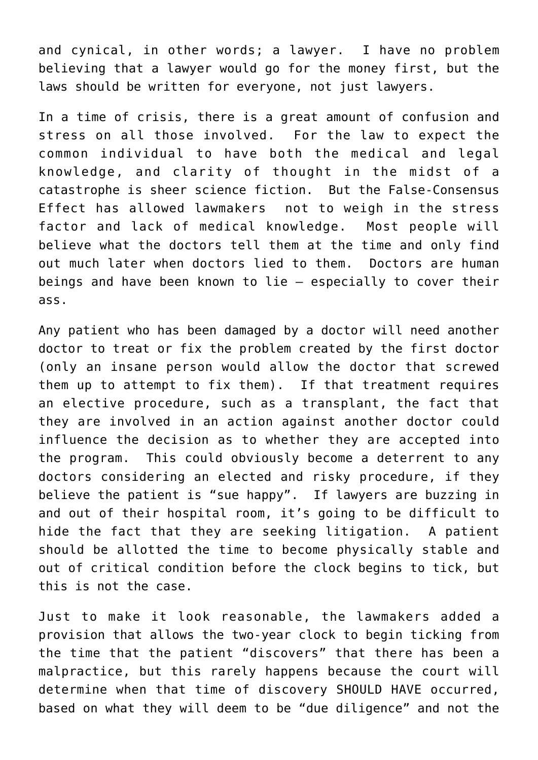and cynical, in other words; a lawyer. I have no problem believing that a lawyer would go for the money first, but the laws should be written for everyone, not just lawyers.

In a time of crisis, there is a great amount of confusion and stress on all those involved. For the law to expect the common individual to have both the medical and legal knowledge, and clarity of thought in the midst of a catastrophe is sheer science fiction. But the False-Consensus Effect has allowed lawmakers not to weigh in the stress factor and lack of medical knowledge. Most people will believe what the doctors tell them at the time and only find out much later when doctors lied to them. Doctors are human beings and have been known to lie – especially to cover their ass.

Any patient who has been damaged by a doctor will need another doctor to treat or fix the problem created by the first doctor (only an insane person would allow the doctor that screwed them up to attempt to fix them). If that treatment requires an elective procedure, such as a transplant, the fact that they are involved in an action against another doctor could influence the decision as to whether they are accepted into the program. This could obviously become a deterrent to any doctors considering an elected and risky procedure, if they believe the patient is "sue happy". If lawyers are buzzing in and out of their hospital room, it's going to be difficult to hide the fact that they are seeking litigation. A patient should be allotted the time to become physically stable and out of critical condition before the clock begins to tick, but this is not the case.

Just to make it look reasonable, the lawmakers added a provision that allows the two-year clock to begin ticking from the time that the patient "discovers" that there has been a malpractice, but this rarely happens because the court will determine when that time of discovery SHOULD HAVE occurred, based on what they will deem to be "due diligence" and not the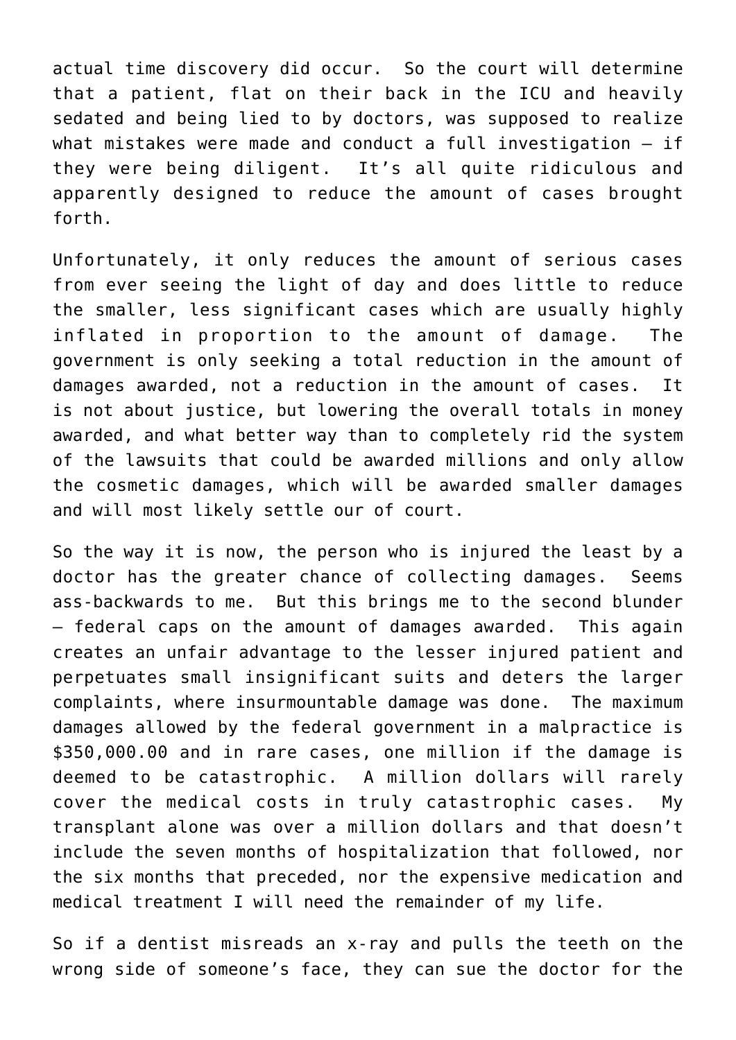actual time discovery did occur. So the court will determine that a patient, flat on their back in the ICU and heavily sedated and being lied to by doctors, was supposed to realize what mistakes were made and conduct a full investigation – if they were being diligent. It's all quite ridiculous and apparently designed to reduce the amount of cases brought forth.

Unfortunately, it only reduces the amount of serious cases from ever seeing the light of day and does little to reduce the smaller, less significant cases which are usually highly inflated in proportion to the amount of damage. The government is only seeking a total reduction in the amount of damages awarded, not a reduction in the amount of cases. It is not about justice, but lowering the overall totals in money awarded, and what better way than to completely rid the system of the lawsuits that could be awarded millions and only allow the cosmetic damages, which will be awarded smaller damages and will most likely settle our of court.

So the way it is now, the person who is injured the least by a doctor has the greater chance of collecting damages. Seems ass-backwards to me. But this brings me to the second blunder – federal caps on the amount of damages awarded. This again creates an unfair advantage to the lesser injured patient and perpetuates small insignificant suits and deters the larger complaints, where insurmountable damage was done. The maximum damages allowed by the federal government in a malpractice is $350,000.00 and in rare cases, one million if the damage is deemed to be catastrophic. A million dollars will rarely cover the medical costs in truly catastrophic cases. My transplant alone was over a million dollars and that doesn't include the seven months of hospitalization that followed, nor the six months that preceded, nor the expensive medication and medical treatment I will need the remainder of my life.

So if a dentist misreads an x-ray and pulls the teeth on the wrong side of someone's face, they can sue the doctor for the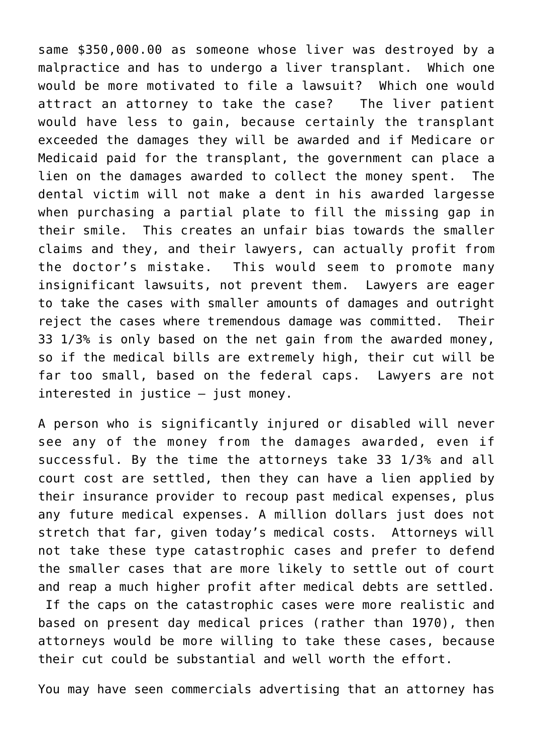same $350,000.00 as someone whose liver was destroyed by a malpractice and has to undergo a liver transplant. Which one would be more motivated to file a lawsuit? Which one would attract an attorney to take the case? The liver patient would have less to gain, because certainly the transplant exceeded the damages they will be awarded and if Medicare or Medicaid paid for the transplant, the government can place a lien on the damages awarded to collect the money spent. The dental victim will not make a dent in his awarded largesse when purchasing a partial plate to fill the missing gap in their smile. This creates an unfair bias towards the smaller claims and they, and their lawyers, can actually profit from the doctor's mistake. This would seem to promote many insignificant lawsuits, not prevent them. Lawyers are eager to take the cases with smaller amounts of damages and outright reject the cases where tremendous damage was committed. Their 33 1/3% is only based on the net gain from the awarded money, so if the medical bills are extremely high, their cut will be far too small, based on the federal caps. Lawyers are not interested in justice – just money.

A person who is significantly injured or disabled will never see any of the money from the damages awarded, even if successful. By the time the attorneys take 33 1/3% and all court cost are settled, then they can have a lien applied by their insurance provider to recoup past medical expenses, plus any future medical expenses. A million dollars just does not stretch that far, given today's medical costs. Attorneys will not take these type catastrophic cases and prefer to defend the smaller cases that are more likely to settle out of court and reap a much higher profit after medical debts are settled. If the caps on the catastrophic cases were more realistic and based on present day medical prices (rather than 1970), then attorneys would be more willing to take these cases, because their cut could be substantial and well worth the effort.

You may have seen commercials advertising that an attorney has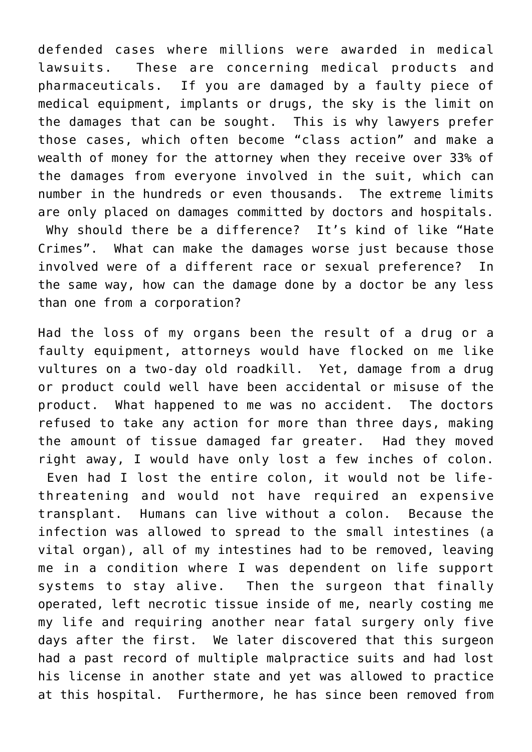defended cases where millions were awarded in medical lawsuits. These are concerning medical products and pharmaceuticals. If you are damaged by a faulty piece of medical equipment, implants or drugs, the sky is the limit on the damages that can be sought. This is why lawyers prefer those cases, which often become "class action" and make a wealth of money for the attorney when they receive over 33% of the damages from everyone involved in the suit, which can number in the hundreds or even thousands. The extreme limits are only placed on damages committed by doctors and hospitals. Why should there be a difference? It's kind of like "Hate Crimes". What can make the damages worse just because those involved were of a different race or sexual preference? In the same way, how can the damage done by a doctor be any less than one from a corporation?

Had the loss of my organs been the result of a drug or a faulty equipment, attorneys would have flocked on me like vultures on a two-day old roadkill. Yet, damage from a drug or product could well have been accidental or misuse of the product. What happened to me was no accident. The doctors refused to take any action for more than three days, making the amount of tissue damaged far greater. Had they moved right away, I would have only lost a few inches of colon. Even had I lost the entire colon, it would not be life-threatening and would not have required an expensive transplant. Humans can live without a colon. Because the infection was allowed to spread to the small intestines (a vital organ), all of my intestines had to be removed, leaving me in a condition where I was dependent on life support systems to stay alive. Then the surgeon that finally operated, left necrotic tissue inside of me, nearly costing me my life and requiring another near fatal surgery only five days after the first. We later discovered that this surgeon had a past record of multiple malpractice suits and had lost his license in another state and yet was allowed to practice at this hospital. Furthermore, he has since been removed from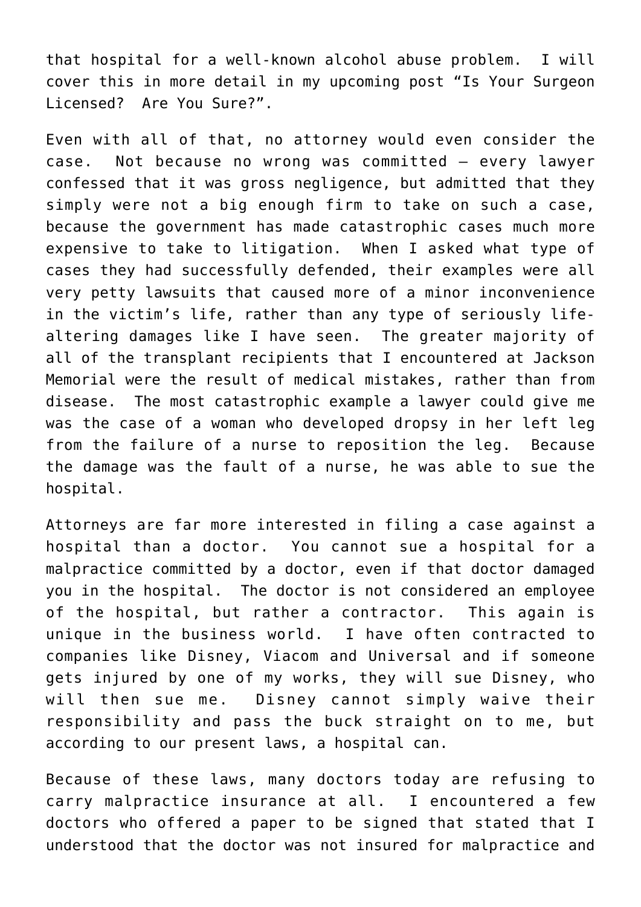that hospital for a well-known alcohol abuse problem. I will cover this in more detail in my upcoming post "Is Your Surgeon Licensed? Are You Sure?".

Even with all of that, no attorney would even consider the case. Not because no wrong was committed – every lawyer confessed that it was gross negligence, but admitted that they simply were not a big enough firm to take on such a case, because the government has made catastrophic cases much more expensive to take to litigation. When I asked what type of cases they had successfully defended, their examples were all very petty lawsuits that caused more of a minor inconvenience in the victim's life, rather than any type of seriously life-altering damages like I have seen. The greater majority of all of the transplant recipients that I encountered at Jackson Memorial were the result of medical mistakes, rather than from disease. The most catastrophic example a lawyer could give me was the case of a woman who developed dropsy in her left leg from the failure of a nurse to reposition the leg. Because the damage was the fault of a nurse, he was able to sue the hospital.

Attorneys are far more interested in filing a case against a hospital than a doctor. You cannot sue a hospital for a malpractice committed by a doctor, even if that doctor damaged you in the hospital. The doctor is not considered an employee of the hospital, but rather a contractor. This again is unique in the business world. I have often contracted to companies like Disney, Viacom and Universal and if someone gets injured by one of my works, they will sue Disney, who will then sue me. Disney cannot simply waive their responsibility and pass the buck straight on to me, but according to our present laws, a hospital can.

Because of these laws, many doctors today are refusing to carry malpractice insurance at all. I encountered a few doctors who offered a paper to be signed that stated that I understood that the doctor was not insured for malpractice and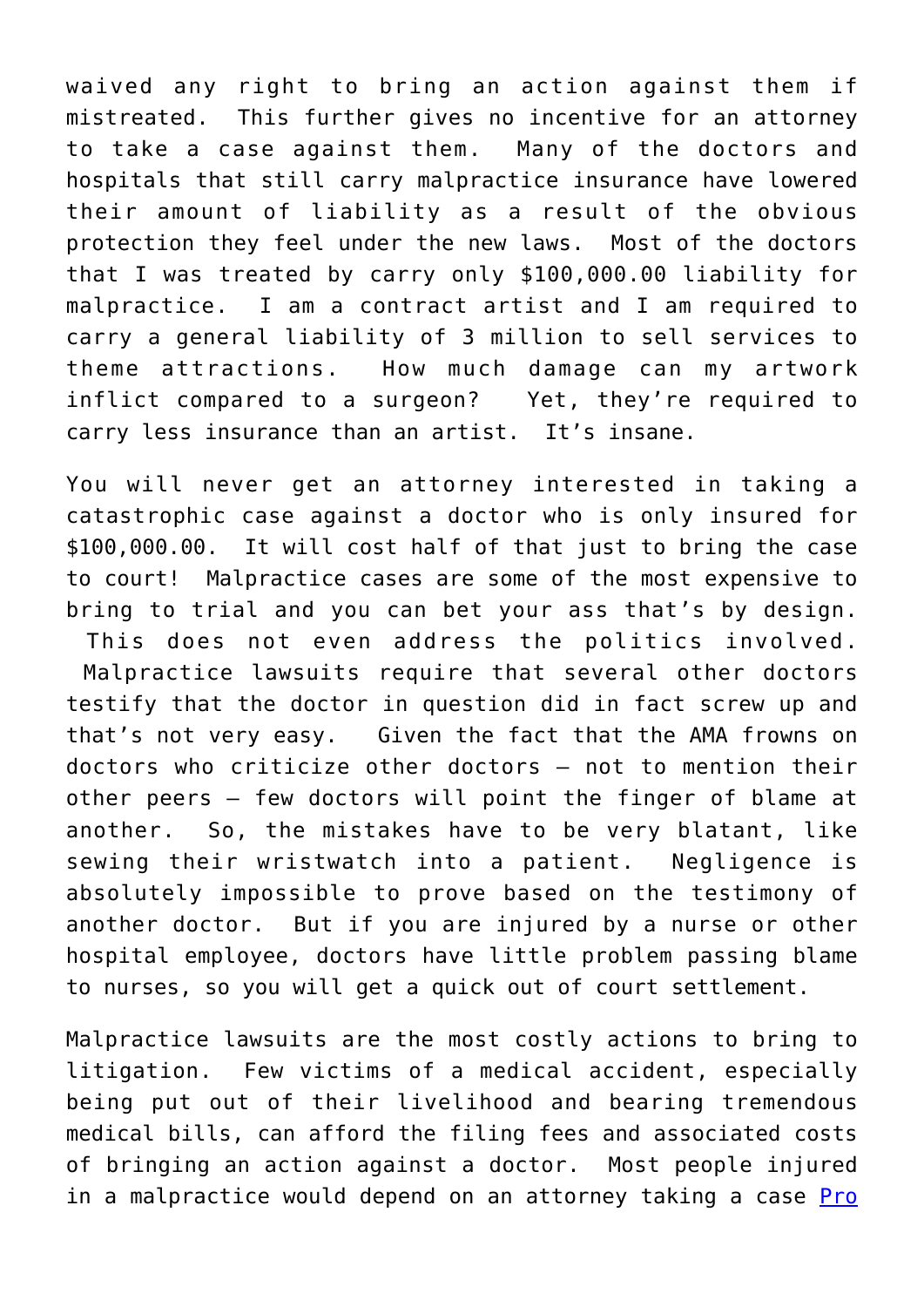waived any right to bring an action against them if mistreated. This further gives no incentive for an attorney to take a case against them. Many of the doctors and hospitals that still carry malpractice insurance have lowered their amount of liability as a result of the obvious protection they feel under the new laws. Most of the doctors that I was treated by carry only $100,000.00 liability for malpractice. I am a contract artist and I am required to carry a general liability of 3 million to sell services to theme attractions. How much damage can my artwork inflict compared to a surgeon? Yet, they're required to carry less insurance than an artist. It's insane.

You will never get an attorney interested in taking a catastrophic case against a doctor who is only insured for $100,000.00. It will cost half of that just to bring the case to court! Malpractice cases are some of the most expensive to bring to trial and you can bet your ass that's by design. This does not even address the politics involved. Malpractice lawsuits require that several other doctors testify that the doctor in question did in fact screw up and that's not very easy. Given the fact that the AMA frowns on doctors who criticize other doctors – not to mention their other peers – few doctors will point the finger of blame at another. So, the mistakes have to be very blatant, like sewing their wristwatch into a patient. Negligence is absolutely impossible to prove based on the testimony of another doctor. But if you are injured by a nurse or other hospital employee, doctors have little problem passing blame to nurses, so you will get a quick out of court settlement.

Malpractice lawsuits are the most costly actions to bring to litigation. Few victims of a medical accident, especially being put out of their livelihood and bearing tremendous medical bills, can afford the filing fees and associated costs of bringing an action against a doctor. Most people injured in a malpractice would depend on an attorney taking a case Pro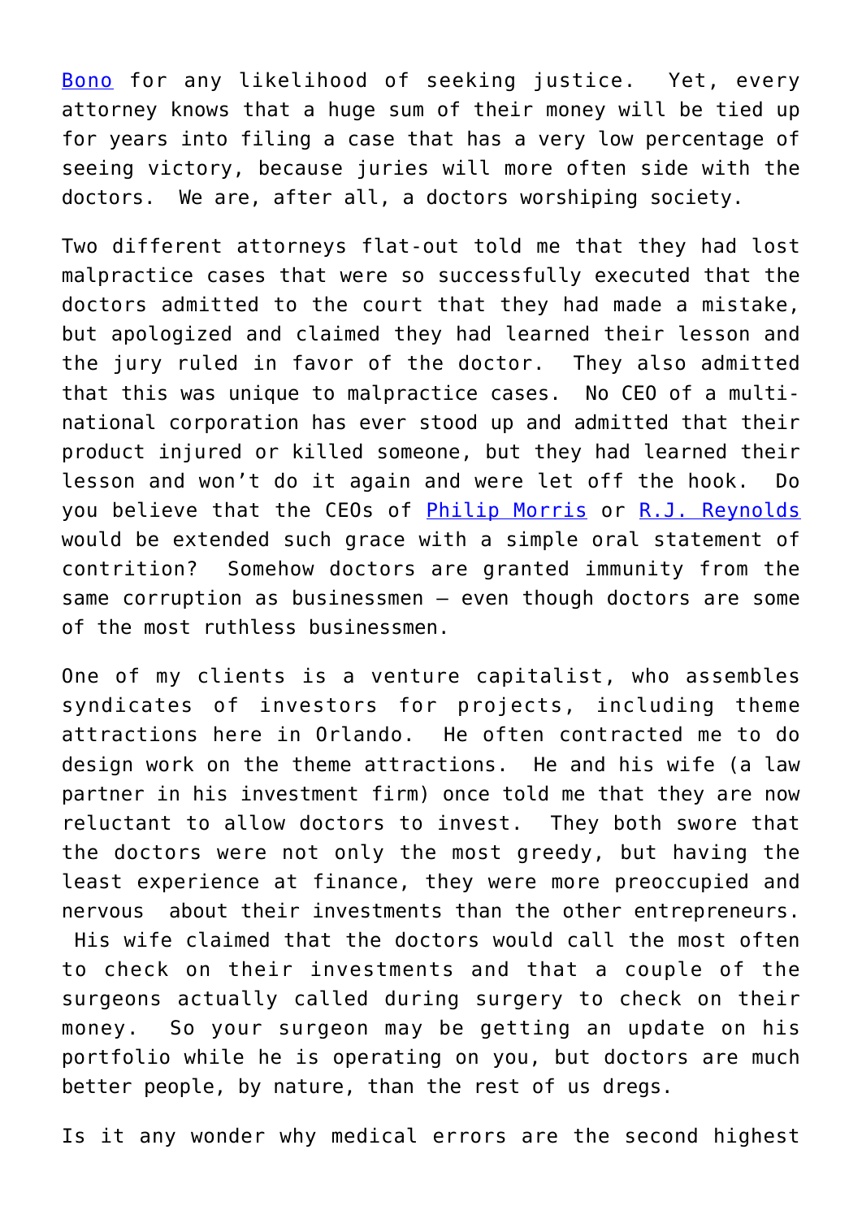Bono for any likelihood of seeking justice. Yet, every attorney knows that a huge sum of their money will be tied up for years into filing a case that has a very low percentage of seeing victory, because juries will more often side with the doctors. We are, after all, a doctors worshiping society.

Two different attorneys flat-out told me that they had lost malpractice cases that were so successfully executed that the doctors admitted to the court that they had made a mistake, but apologized and claimed they had learned their lesson and the jury ruled in favor of the doctor. They also admitted that this was unique to malpractice cases. No CEO of a multi-national corporation has ever stood up and admitted that their product injured or killed someone, but they had learned their lesson and won't do it again and were let off the hook. Do you believe that the CEOs of Philip Morris or R.J. Reynolds would be extended such grace with a simple oral statement of contrition? Somehow doctors are granted immunity from the same corruption as businessmen – even though doctors are some of the most ruthless businessmen.

One of my clients is a venture capitalist, who assembles syndicates of investors for projects, including theme attractions here in Orlando. He often contracted me to do design work on the theme attractions. He and his wife (a law partner in his investment firm) once told me that they are now reluctant to allow doctors to invest. They both swore that the doctors were not only the most greedy, but having the least experience at finance, they were more preoccupied and nervous about their investments than the other entrepreneurs. His wife claimed that the doctors would call the most often to check on their investments and that a couple of the surgeons actually called during surgery to check on their money. So your surgeon may be getting an update on his portfolio while he is operating on you, but doctors are much better people, by nature, than the rest of us dregs.

Is it any wonder why medical errors are the second highest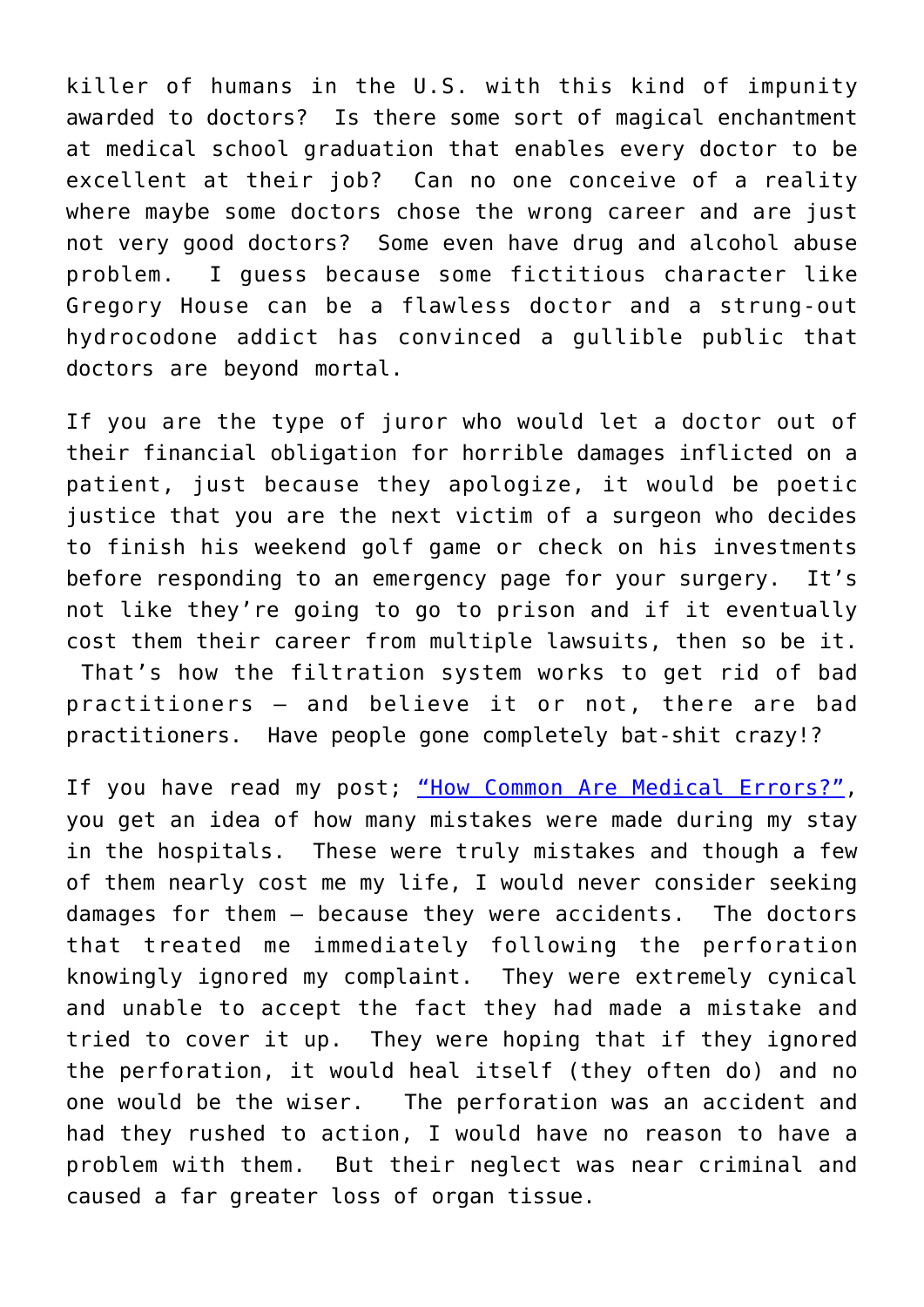killer of humans in the U.S. with this kind of impunity awarded to doctors? Is there some sort of magical enchantment at medical school graduation that enables every doctor to be excellent at their job? Can no one conceive of a reality where maybe some doctors chose the wrong career and are just not very good doctors? Some even have drug and alcohol abuse problem. I guess because some fictitious character like Gregory House can be a flawless doctor and a strung-out hydrocodone addict has convinced a gullible public that doctors are beyond mortal.

If you are the type of juror who would let a doctor out of their financial obligation for horrible damages inflicted on a patient, just because they apologize, it would be poetic justice that you are the next victim of a surgeon who decides to finish his weekend golf game or check on his investments before responding to an emergency page for your surgery. It's not like they're going to go to prison and if it eventually cost them their career from multiple lawsuits, then so be it. That's how the filtration system works to get rid of bad practitioners – and believe it or not, there are bad practitioners. Have people gone completely bat-shit crazy!?

If you have read my post; ["How Common Are Medical Errors?"](), you get an idea of how many mistakes were made during my stay in the hospitals. These were truly mistakes and though a few of them nearly cost me my life, I would never consider seeking damages for them – because they were accidents. The doctors that treated me immediately following the perforation knowingly ignored my complaint. They were extremely cynical and unable to accept the fact they had made a mistake and tried to cover it up. They were hoping that if they ignored the perforation, it would heal itself (they often do) and no one would be the wiser. The perforation was an accident and had they rushed to action, I would have no reason to have a problem with them. But their neglect was near criminal and caused a far greater loss of organ tissue.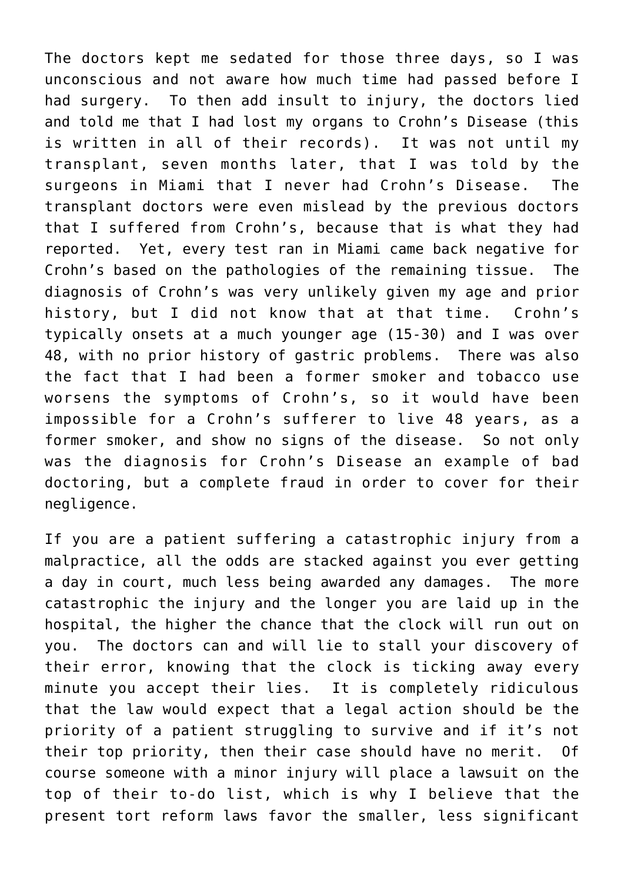The doctors kept me sedated for those three days, so I was unconscious and not aware how much time had passed before I had surgery. To then add insult to injury, the doctors lied and told me that I had lost my organs to Crohn's Disease (this is written in all of their records). It was not until my transplant, seven months later, that I was told by the surgeons in Miami that I never had Crohn's Disease. The transplant doctors were even mislead by the previous doctors that I suffered from Crohn's, because that is what they had reported. Yet, every test ran in Miami came back negative for Crohn's based on the pathologies of the remaining tissue. The diagnosis of Crohn's was very unlikely given my age and prior history, but I did not know that at that time. Crohn's typically onsets at a much younger age (15-30) and I was over 48, with no prior history of gastric problems. There was also the fact that I had been a former smoker and tobacco use worsens the symptoms of Crohn's, so it would have been impossible for a Crohn's sufferer to live 48 years, as a former smoker, and show no signs of the disease. So not only was the diagnosis for Crohn's Disease an example of bad doctoring, but a complete fraud in order to cover for their negligence.

If you are a patient suffering a catastrophic injury from a malpractice, all the odds are stacked against you ever getting a day in court, much less being awarded any damages. The more catastrophic the injury and the longer you are laid up in the hospital, the higher the chance that the clock will run out on you. The doctors can and will lie to stall your discovery of their error, knowing that the clock is ticking away every minute you accept their lies. It is completely ridiculous that the law would expect that a legal action should be the priority of a patient struggling to survive and if it's not their top priority, then their case should have no merit. Of course someone with a minor injury will place a lawsuit on the top of their to-do list, which is why I believe that the present tort reform laws favor the smaller, less significant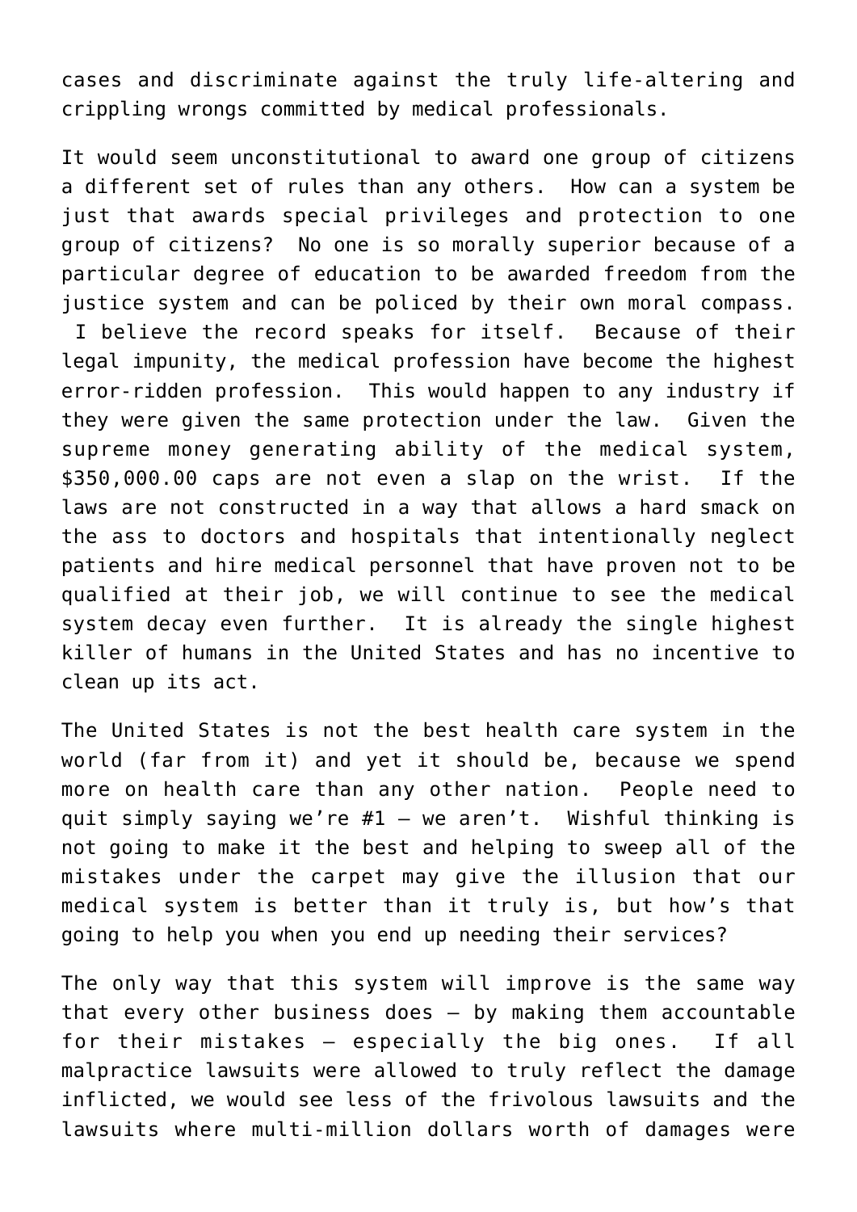cases and discriminate against the truly life-altering and crippling wrongs committed by medical professionals.

It would seem unconstitutional to award one group of citizens a different set of rules than any others. How can a system be just that awards special privileges and protection to one group of citizens? No one is so morally superior because of a particular degree of education to be awarded freedom from the justice system and can be policed by their own moral compass. I believe the record speaks for itself. Because of their legal impunity, the medical profession have become the highest error-ridden profession. This would happen to any industry if they were given the same protection under the law. Given the supreme money generating ability of the medical system, $350,000.00 caps are not even a slap on the wrist. If the laws are not constructed in a way that allows a hard smack on the ass to doctors and hospitals that intentionally neglect patients and hire medical personnel that have proven not to be qualified at their job, we will continue to see the medical system decay even further. It is already the single highest killer of humans in the United States and has no incentive to clean up its act.

The United States is not the best health care system in the world (far from it) and yet it should be, because we spend more on health care than any other nation. People need to quit simply saying we're #1 – we aren't. Wishful thinking is not going to make it the best and helping to sweep all of the mistakes under the carpet may give the illusion that our medical system is better than it truly is, but how's that going to help you when you end up needing their services?

The only way that this system will improve is the same way that every other business does – by making them accountable for their mistakes – especially the big ones. If all malpractice lawsuits were allowed to truly reflect the damage inflicted, we would see less of the frivolous lawsuits and the lawsuits where multi-million dollars worth of damages were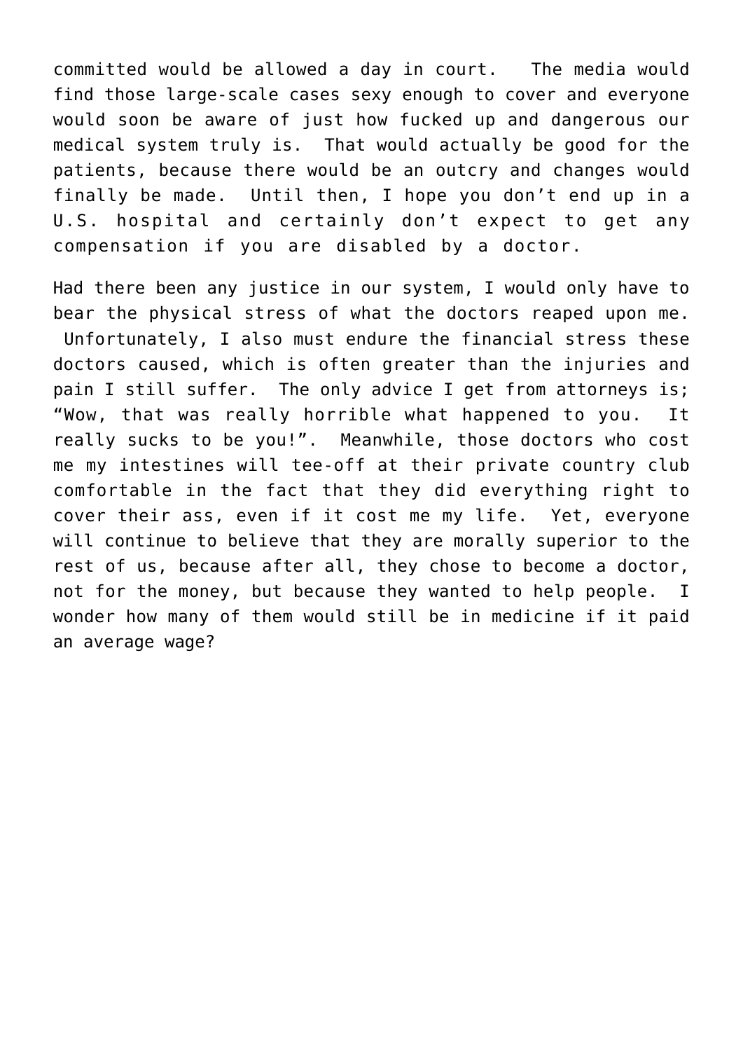committed would be allowed a day in court. The media would find those large-scale cases sexy enough to cover and everyone would soon be aware of just how fucked up and dangerous our medical system truly is. That would actually be good for the patients, because there would be an outcry and changes would finally be made. Until then, I hope you don't end up in a U.S. hospital and certainly don't expect to get any compensation if you are disabled by a doctor.

Had there been any justice in our system, I would only have to bear the physical stress of what the doctors reaped upon me. Unfortunately, I also must endure the financial stress these doctors caused, which is often greater than the injuries and pain I still suffer. The only advice I get from attorneys is; "Wow, that was really horrible what happened to you. It really sucks to be you!". Meanwhile, those doctors who cost me my intestines will tee-off at their private country club comfortable in the fact that they did everything right to cover their ass, even if it cost me my life. Yet, everyone will continue to believe that they are morally superior to the rest of us, because after all, they chose to become a doctor, not for the money, but because they wanted to help people. I wonder how many of them would still be in medicine if it paid an average wage?